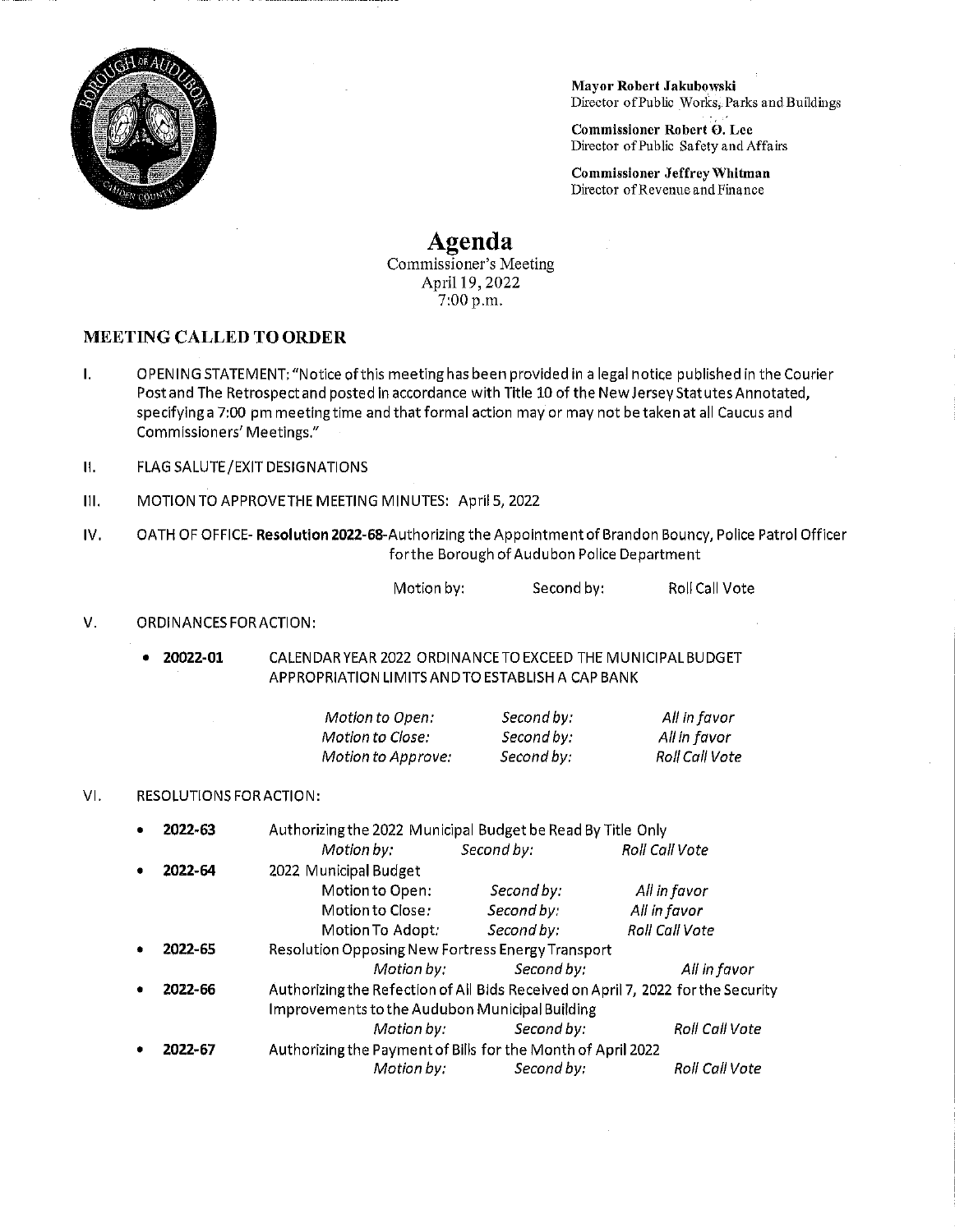**Mayor Robert Jakubowski**
Director of Public Works, Parks and Buildings

**Commissioner Robert O. Lee**
Director of Public Safety and Affairs

**Commissioner Jeffrey Whitman**
Director of Revenue and Finance

# Agenda

Commissioner's Meeting
April 19, 2022
7:00 p.m.

## MEETING CALLED TO ORDER

I. OPENING STATEMENT: "Notice of this meeting has been provided in a legal notice published in the Courier Post and The Retrospect and posted in accordance with Title 10 of the New Jersey Statutes Annotated, specifying a 7:00 pm meeting time and that formal action may or may not be taken at all Caucus and Commissioners' Meetings."

II. FLAG SALUTE/EXIT DESIGNATIONS

III. MOTION TO APPROVE THE MEETING MINUTES: April 5, 2022

IV. OATH OF OFFICE- **Resolution 2022-68**-Authorizing the Appointment of Brandon Bouncy, Police Patrol Officer for the Borough of Audubon Police Department

Motion by: Second by: Roll Call Vote

V. ORDINANCES FOR ACTION:

- **20022-01** CALENDAR YEAR 2022 ORDINANCE TO EXCEED THE MUNICIPAL BUDGET APPROPRIATION LIMITS AND TO ESTABLISH A CAP BANK

  *Motion to Open:* *Second by:* *All in favor*
  *Motion to Close:* *Second by:* *All in favor*
  *Motion to Approve:* *Second by:* *Roll Call Vote*

VI. RESOLUTIONS FOR ACTION:

- **2022-63** Authorizing the 2022 Municipal Budget be Read By Title Only
  *Motion by:* *Second by:* *Roll Call Vote*
- **2022-64** 2022 Municipal Budget
  Motion to Open: *Second by:* *All in favor*
  Motion to Close: *Second by:* *All in favor*
  Motion To Adopt: *Second by:* *Roll Call Vote*
- **2022-65** Resolution Opposing New Fortress Energy Transport
  *Motion by:* *Second by:* *All in favor*
- **2022-66** Authorizing the Refection of All Bids Received on April 7, 2022 for the Security Improvements to the Audubon Municipal Building
  *Motion by:* *Second by:* *Roll Call Vote*
- **2022-67** Authorizing the Payment of Bills for the Month of April 2022
  *Motion by:* *Second by:* *Roll Call Vote*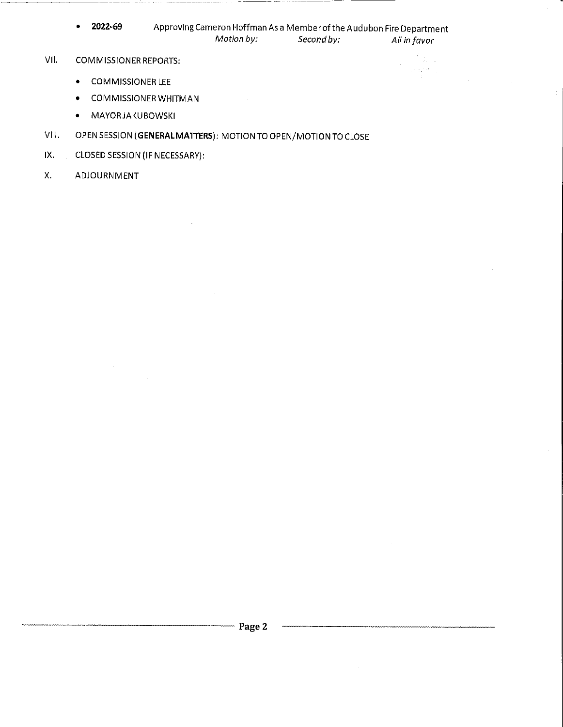- **2022-69** Approving Cameron Hoffman As a Member of the Audubon Fire Department
  *Motion by:* *Second by:* *All in favor*

VII. COMMISSIONER REPORTS:

- COMMISSIONER LEE
- COMMISSIONER WHITMAN
- MAYOR JAKUBOWSKI

VIII. OPEN SESSION (**GENERAL MATTERS**): MOTION TO OPEN/MOTION TO CLOSE

IX. CLOSED SESSION (IF NECESSARY):

X. ADJOURNMENT